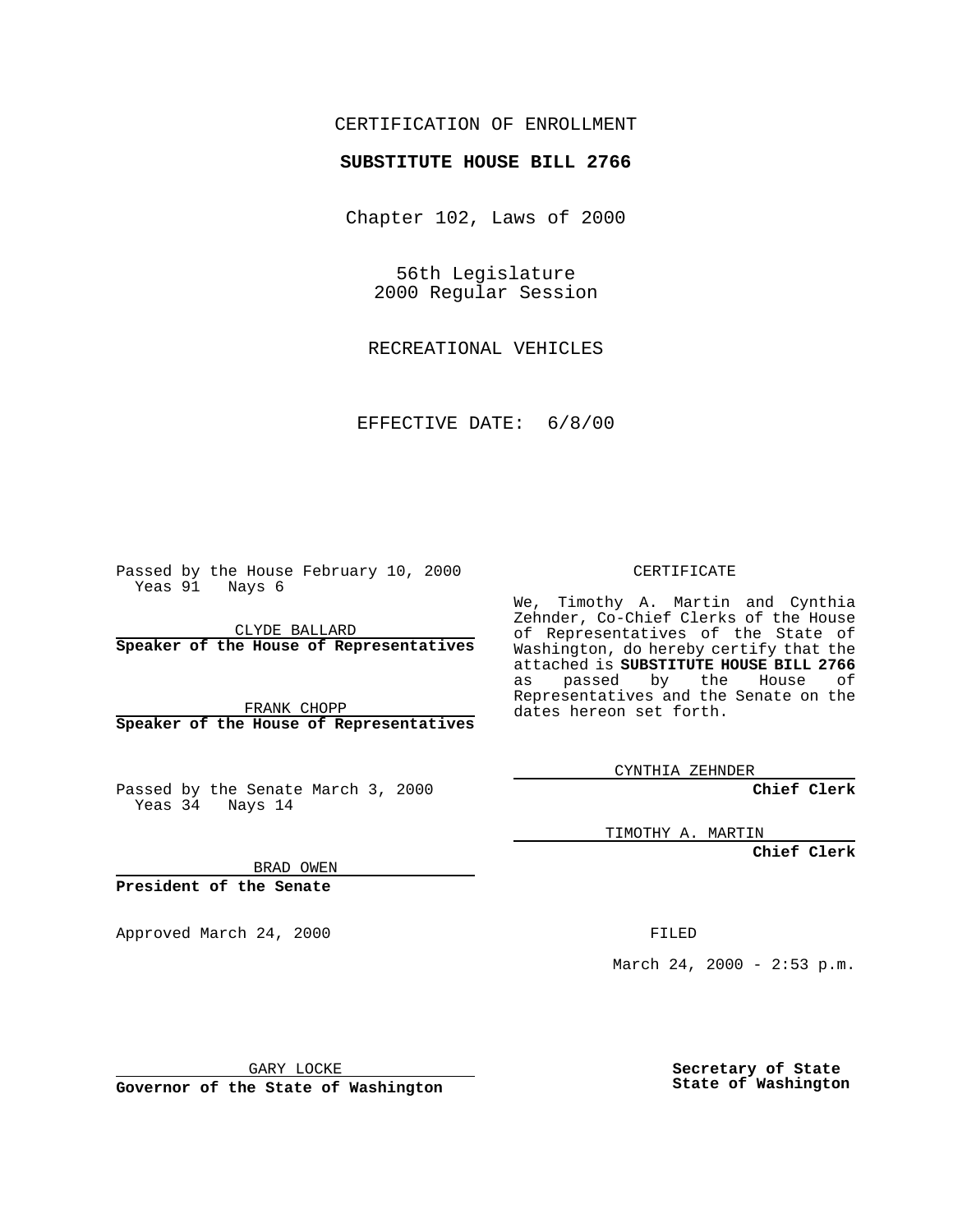CERTIFICATION OF ENROLLMENT

**SUBSTITUTE HOUSE BILL 2766**

Chapter 102, Laws of 2000

56th Legislature
2000 Regular Session

RECREATIONAL VEHICLES

EFFECTIVE DATE: 6/8/00

Passed by the House February 10, 2000
Yeas 91 Nays 6

CLYDE BALLARD
**Speaker of the House of Representatives**

FRANK CHOPP
**Speaker of the House of Representatives**

Passed by the Senate March 3, 2000
Yeas 34 Nays 14

BRAD OWEN
**President of the Senate**

Approved March 24, 2000

GARY LOCKE
**Governor of the State of Washington**

CERTIFICATE

We, Timothy A. Martin and Cynthia Zehnder, Co-Chief Clerks of the House of Representatives of the State of Washington, do hereby certify that the attached is **SUBSTITUTE HOUSE BILL 2766** as passed by the House of Representatives and the Senate on the dates hereon set forth.

CYNTHIA ZEHNDER
**Chief Clerk**

TIMOTHY A. MARTIN
**Chief Clerk**

FILED

March 24, 2000 - 2:53 p.m.

**Secretary of State**
**State of Washington**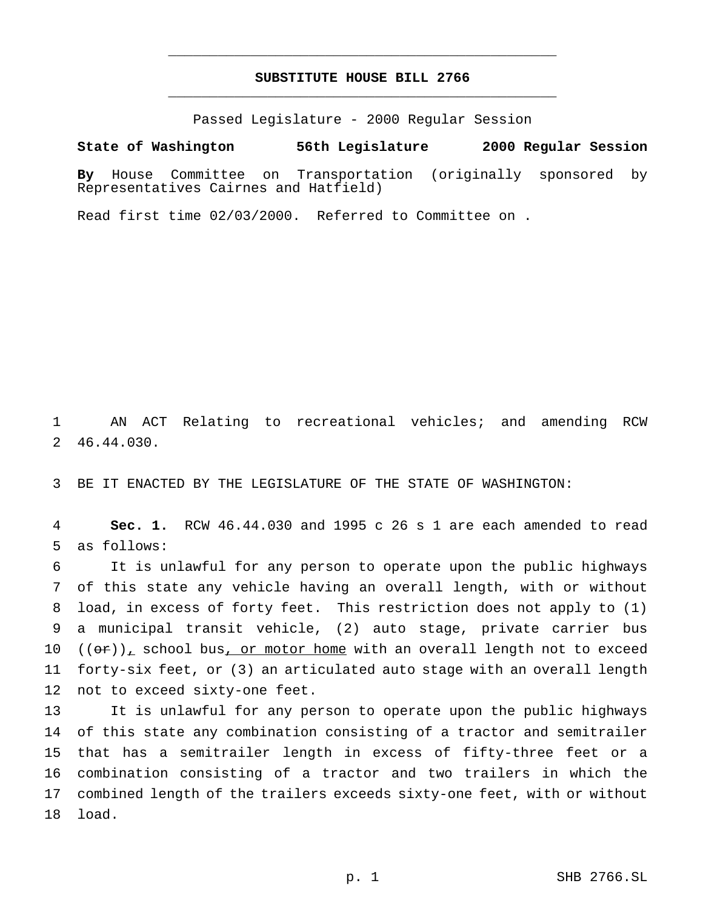# SUBSTITUTE HOUSE BILL 2766

Passed Legislature - 2000 Regular Session

**State of Washington 56th Legislature 2000 Regular Session**

**By** House Committee on Transportation (originally sponsored by Representatives Cairnes and Hatfield)

Read first time 02/03/2000. Referred to Committee on .

AN ACT Relating to recreational vehicles; and amending RCW 46.44.030.

BE IT ENACTED BY THE LEGISLATURE OF THE STATE OF WASHINGTON:

**Sec. 1.** RCW 46.44.030 and 1995 c 26 s 1 are each amended to read as follows:

It is unlawful for any person to operate upon the public highways of this state any vehicle having an overall length, with or without load, in excess of forty feet. This restriction does not apply to (1) a municipal transit vehicle, (2) auto stage, private carrier bus ((~~or~~)), school bus, or motor home with an overall length not to exceed forty-six feet, or (3) an articulated auto stage with an overall length not to exceed sixty-one feet.

It is unlawful for any person to operate upon the public highways of this state any combination consisting of a tractor and semitrailer that has a semitrailer length in excess of fifty-three feet or a combination consisting of a tractor and two trailers in which the combined length of the trailers exceeds sixty-one feet, with or without load.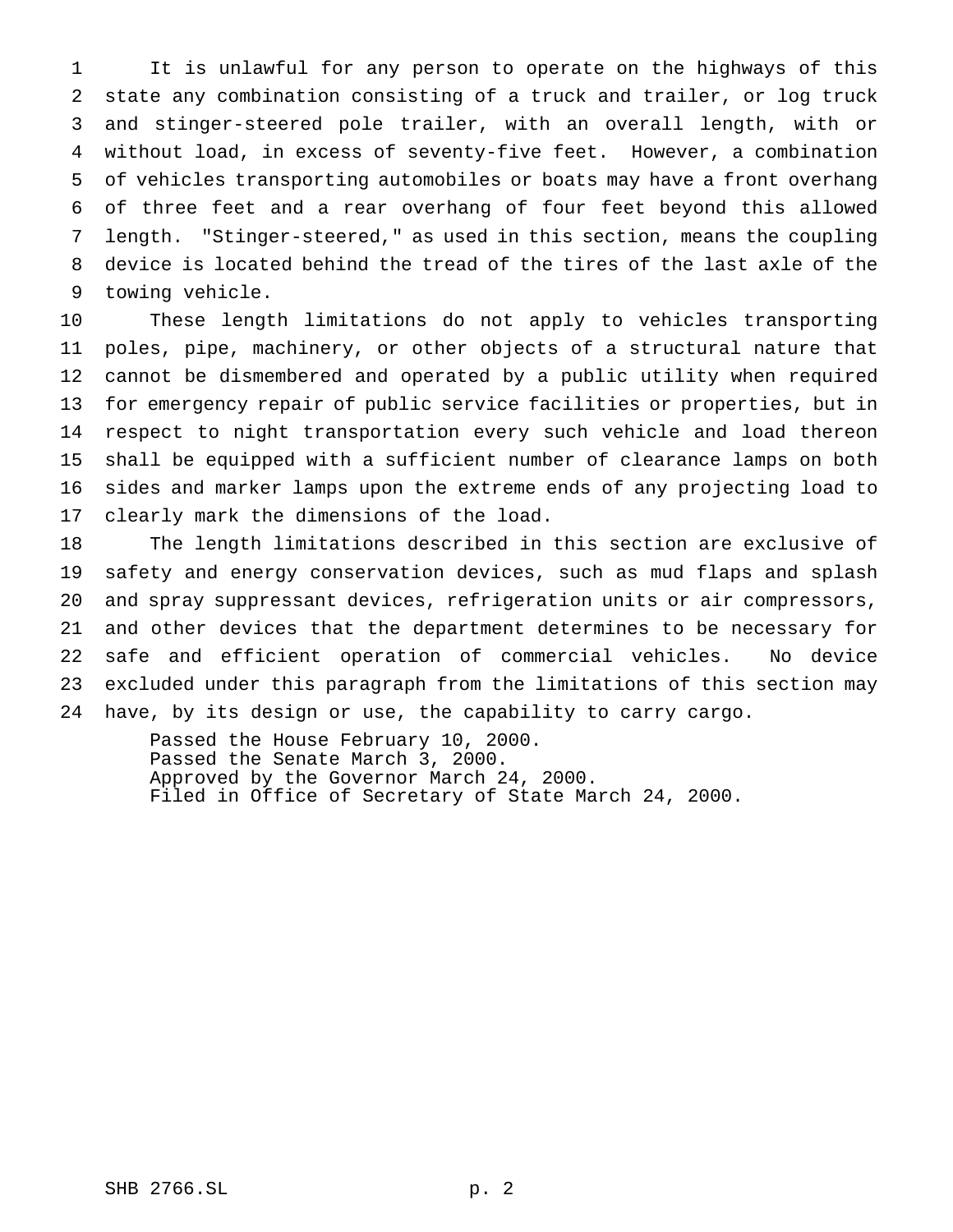It is unlawful for any person to operate on the highways of this state any combination consisting of a truck and trailer, or log truck and stinger-steered pole trailer, with an overall length, with or without load, in excess of seventy-five feet. However, a combination of vehicles transporting automobiles or boats may have a front overhang of three feet and a rear overhang of four feet beyond this allowed length. "Stinger-steered," as used in this section, means the coupling device is located behind the tread of the tires of the last axle of the towing vehicle.

These length limitations do not apply to vehicles transporting poles, pipe, machinery, or other objects of a structural nature that cannot be dismembered and operated by a public utility when required for emergency repair of public service facilities or properties, but in respect to night transportation every such vehicle and load thereon shall be equipped with a sufficient number of clearance lamps on both sides and marker lamps upon the extreme ends of any projecting load to clearly mark the dimensions of the load.

The length limitations described in this section are exclusive of safety and energy conservation devices, such as mud flaps and splash and spray suppressant devices, refrigeration units or air compressors, and other devices that the department determines to be necessary for safe and efficient operation of commercial vehicles. No device excluded under this paragraph from the limitations of this section may have, by its design or use, the capability to carry cargo.

Passed the House February 10, 2000.
Passed the Senate March 3, 2000.
Approved by the Governor March 24, 2000.
Filed in Office of Secretary of State March 24, 2000.